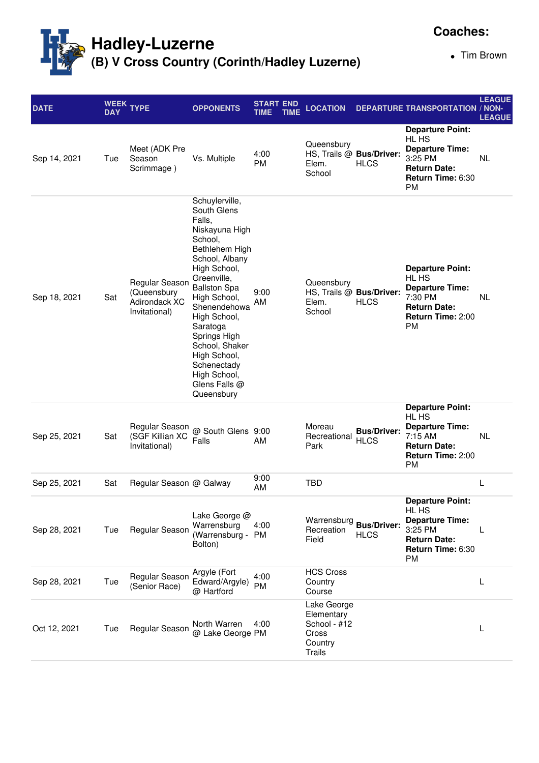# Hadley-Luzerne

## (B) V Cross Country (Corinth/Hadley Luzerne)

**Coaches:**

- Tim Brown

| DATE | WEEK DAY | TYPE | OPPONENTS | START TIME | END TIME | LOCATION | DEPARTURE TRANSPORTATION | | LEAGUE / NON-LEAGUE |
|---|---|---|---|---|---|---|---|---|---|
| Sep 14, 2021 | Tue | Meet (ADK Pre Season Scrimmage ) | Vs. Multiple | 4:00 PM | | Queensbury HS, Trails @ Elem. School | **Bus/Driver:** HLCS | **Departure Point:** HL HS **Departure Time:** 3:25 PM **Return Date:** **Return Time:** 6:30 PM | NL |
| Sep 18, 2021 | Sat | Regular Season (Queensbury Adirondack XC Invitational) | Schuylerville, South Glens Falls, Niskayuna High School, Bethlehem High School, Albany High School, Greenville, Ballston Spa High School, Shenendehowa High School, Saratoga Springs High School, Shaker High School, Schenectady High School, Glens Falls @ Queensbury | 9:00 AM | | Queensbury HS, Trails @ Elem. School | **Bus/Driver:** HLCS | **Departure Point:** HL HS **Departure Time:** 7:30 PM **Return Date:** **Return Time:** 2:00 PM | NL |
| Sep 25, 2021 | Sat | Regular Season (SGF Killian XC Invitational) | @ South Glens Falls | 9:00 AM | | Moreau Recreational Park | **Bus/Driver:** HLCS | **Departure Point:** HL HS **Departure Time:** 7:15 AM **Return Date:** **Return Time:** 2:00 PM | NL |
| Sep 25, 2021 | Sat | Regular Season | @ Galway | 9:00 AM | | TBD | | | L |
| Sep 28, 2021 | Tue | Regular Season | Lake George @ Warrensburg (Warrensburg - Bolton) | 4:00 PM | | Warrensburg Recreation Field | **Bus/Driver:** HLCS | **Departure Point:** HL HS **Departure Time:** 3:25 PM **Return Date:** **Return Time:** 6:30 PM | L |
| Sep 28, 2021 | Tue | Regular Season (Senior Race) | Argyle (Fort Edward/Argyle) @ Hartford | 4:00 PM | | HCS Cross Country Course | | | L |
| Oct 12, 2021 | Tue | Regular Season | North Warren @ Lake George | 4:00 PM | | Lake George Elementary School - #12 Cross Country Trails | | | L |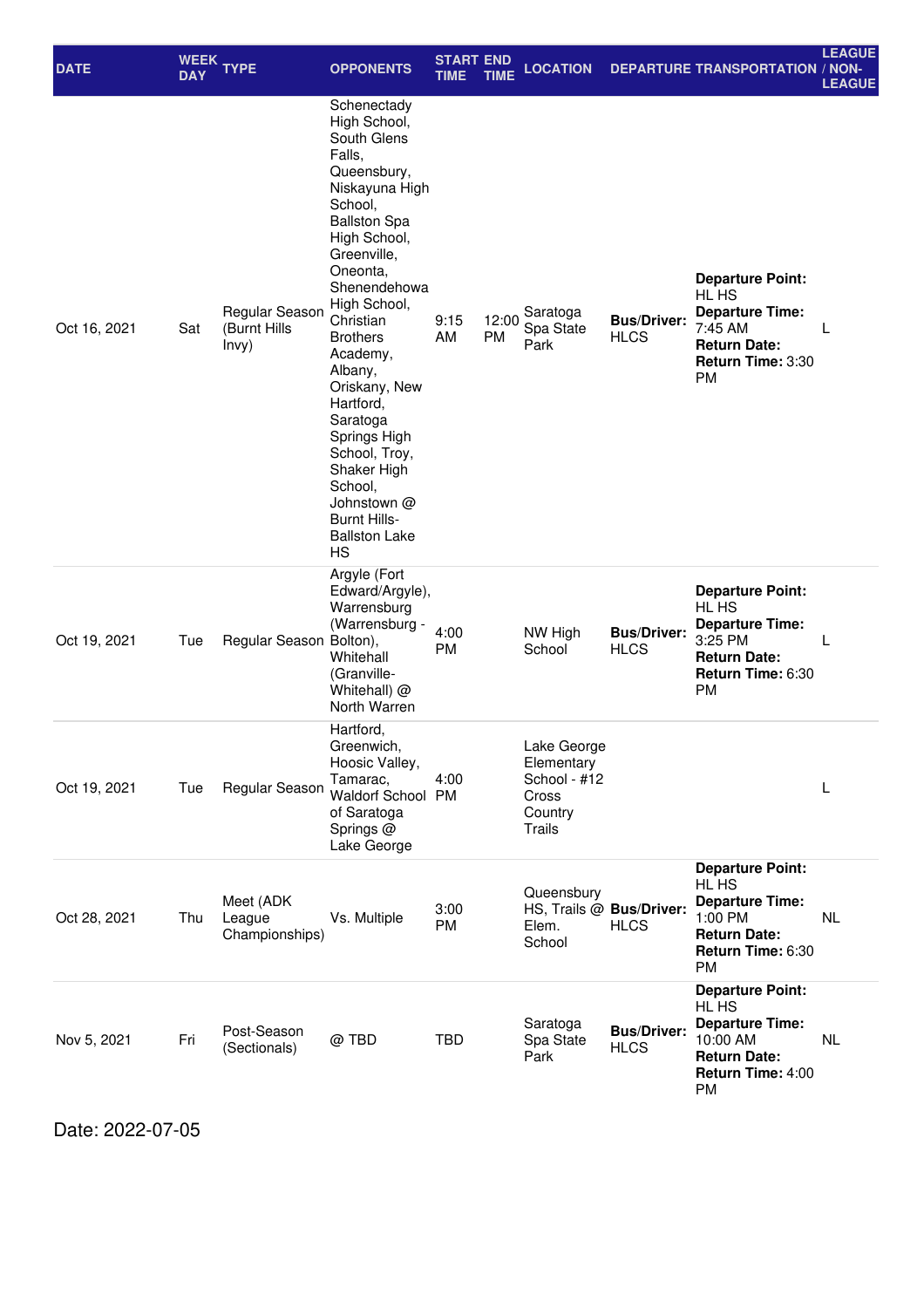| DATE | WEEK DAY | TYPE | OPPONENTS | START TIME | END TIME | LOCATION | DEPARTURE | TRANSPORTATION | LEAGUE / NON-LEAGUE |
|---|---|---|---|---|---|---|---|---|---|
| Oct 16, 2021 | Sat | Regular Season (Burnt Hills Invy) | Schenectady High School, South Glens Falls, Queensbury, Niskayuna High School, Ballston Spa High School, Greenville, Oneonta, Shenendehowa High School, Christian Brothers Academy, Albany, Oriskany, New Hartford, Saratoga Springs High School, Troy, Shaker High School, Johnstown @ Burnt Hills-Ballston Lake HS | 9:15 AM | 12:00 PM | Saratoga Spa State Park | **Bus/Driver:** HLCS | **Departure Point:** HL HS **Departure Time:** 7:45 AM **Return Date:** **Return Time:** 3:30 PM | L |
| Oct 19, 2021 | Tue | Regular Season | Argyle (Fort Edward/Argyle), Warrensburg (Warrensburg - Bolton), Whitehall (Granville-Whitehall) @ North Warren | 4:00 PM | | NW High School | **Bus/Driver:** HLCS | **Departure Point:** HL HS **Departure Time:** 3:25 PM **Return Date:** **Return Time:** 6:30 PM | L |
| Oct 19, 2021 | Tue | Regular Season | Hartford, Greenwich, Hoosic Valley, Tamarac, Waldorf School of Saratoga Springs @ Lake George | 4:00 PM | | Lake George Elementary School - #12 Cross Country Trails | | | L |
| Oct 28, 2021 | Thu | Meet (ADK League Championships) | Vs. Multiple | 3:00 PM | | Queensbury HS, Trails @ Elem. School | **Bus/Driver:** HLCS | **Departure Point:** HL HS **Departure Time:** 1:00 PM **Return Date:** **Return Time:** 6:30 PM | NL |
| Nov 5, 2021 | Fri | Post-Season (Sectionals) | @ TBD | TBD | | Saratoga Spa State Park | **Bus/Driver:** HLCS | **Departure Point:** HL HS **Departure Time:** 10:00 AM **Return Date:** **Return Time:** 4:00 PM | NL |

Date: 2022-07-05